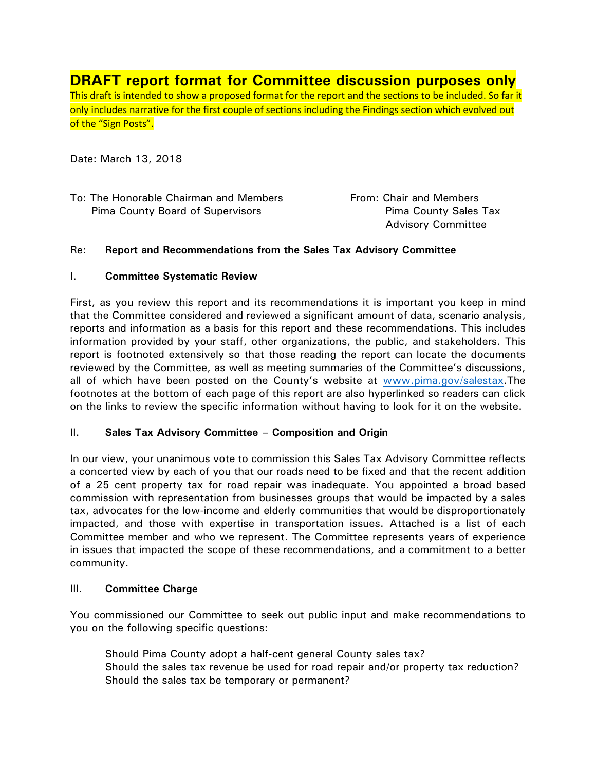# DRAFT report format for Committee discussion purposes only

This draft is intended to show a proposed format for the report and the sections to be included. So far it only includes narrative for the first couple of sections including the Findings section which evolved out of the "Sign Posts".

Date: March 13, 2018

To: The Honorable Chairman and Members
Pima County Board of Supervisors

From: Chair and Members
Pima County Sales Tax Advisory Committee

Re: **Report and Recommendations from the Sales Tax Advisory Committee**

## I. Committee Systematic Review

First, as you review this report and its recommendations it is important you keep in mind that the Committee considered and reviewed a significant amount of data, scenario analysis, reports and information as a basis for this report and these recommendations. This includes information provided by your staff, other organizations, the public, and stakeholders. This report is footnoted extensively so that those reading the report can locate the documents reviewed by the Committee, as well as meeting summaries of the Committee's discussions, all of which have been posted on the County's website at [www.pima.gov/salestax](www.pima.gov/salestax).The footnotes at the bottom of each page of this report are also hyperlinked so readers can click on the links to review the specific information without having to look for it on the website.

## II. Sales Tax Advisory Committee – Composition and Origin

In our view, your unanimous vote to commission this Sales Tax Advisory Committee reflects a concerted view by each of you that our roads need to be fixed and that the recent addition of a 25 cent property tax for road repair was inadequate. You appointed a broad based commission with representation from businesses groups that would be impacted by a sales tax, advocates for the low-income and elderly communities that would be disproportionately impacted, and those with expertise in transportation issues. Attached is a list of each Committee member and who we represent. The Committee represents years of experience in issues that impacted the scope of these recommendations, and a commitment to a better community.

## III. Committee Charge

You commissioned our Committee to seek out public input and make recommendations to you on the following specific questions:

Should Pima County adopt a half-cent general County sales tax?
Should the sales tax revenue be used for road repair and/or property tax reduction?
Should the sales tax be temporary or permanent?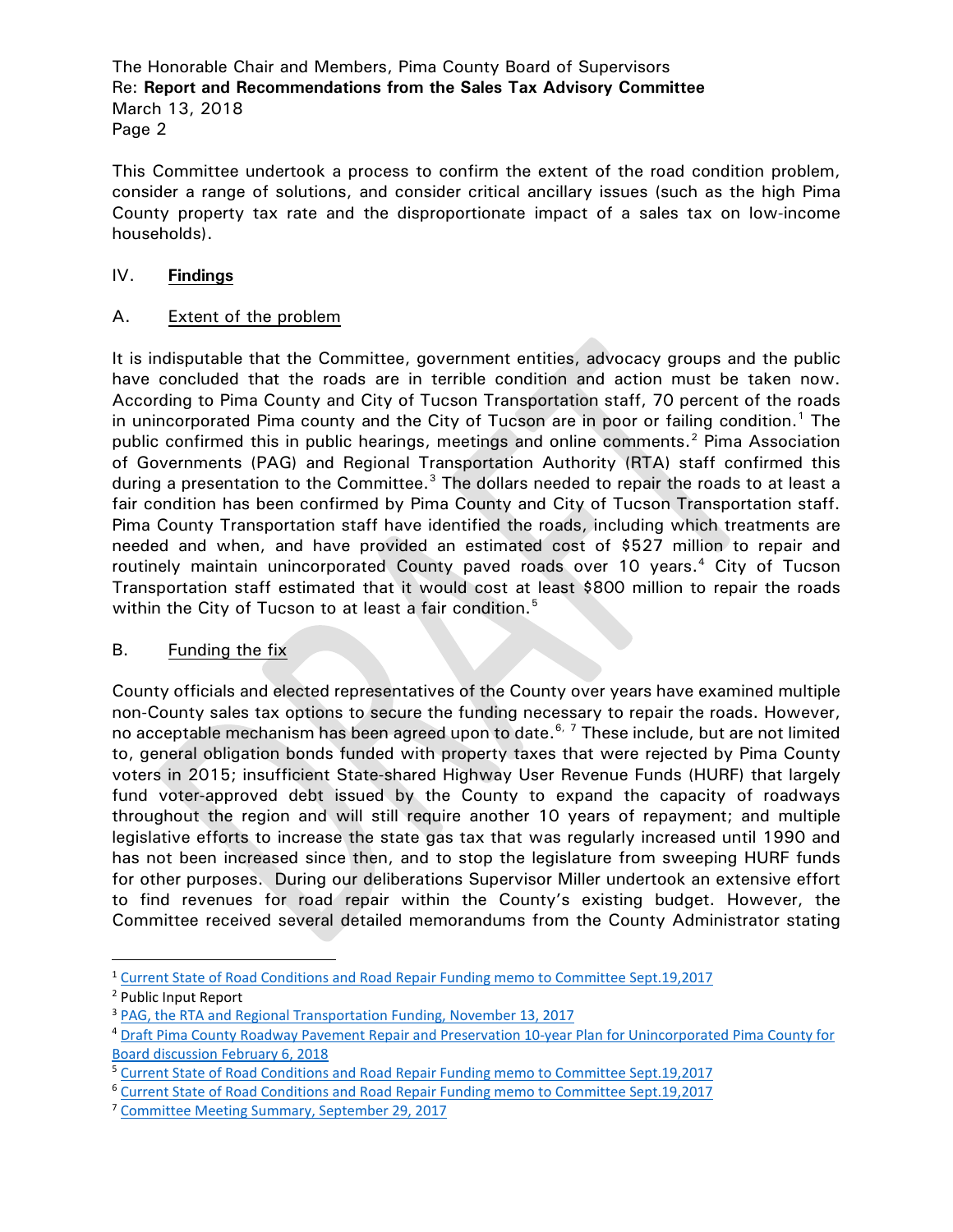This Committee undertook a process to confirm the extent of the road condition problem, consider a range of solutions, and consider critical ancillary issues (such as the high Pima County property tax rate and the disproportionate impact of a sales tax on low-income households).

## IV. **Findings**

### A. Extent of the problem

It is indisputable that the Committee, government entities, advocacy groups and the public have concluded that the roads are in terrible condition and action must be taken now. According to Pima County and City of Tucson Transportation staff, 70 percent of the roads in unincorporated Pima county and the City of Tucson are in poor or failing condition.[1] The public confirmed this in public hearings, meetings and online comments.[2] Pima Association of Governments (PAG) and Regional Transportation Authority (RTA) staff confirmed this during a presentation to the Committee.[3] The dollars needed to repair the roads to at least a fair condition has been confirmed by Pima County and City of Tucson Transportation staff. Pima County Transportation staff have identified the roads, including which treatments are needed and when, and have provided an estimated cost of $527 million to repair and routinely maintain unincorporated County paved roads over 10 years.[4] City of Tucson Transportation staff estimated that it would cost at least $800 million to repair the roads within the City of Tucson to at least a fair condition.[5]

### B. Funding the fix

County officials and elected representatives of the County over years have examined multiple non-County sales tax options to secure the funding necessary to repair the roads. However, no acceptable mechanism has been agreed upon to date.[6, 7] These include, but are not limited to, general obligation bonds funded with property taxes that were rejected by Pima County voters in 2015; insufficient State-shared Highway User Revenue Funds (HURF) that largely fund voter-approved debt issued by the County to expand the capacity of roadways throughout the region and will still require another 10 years of repayment; and multiple legislative efforts to increase the state gas tax that was regularly increased until 1990 and has not been increased since then, and to stop the legislature from sweeping HURF funds for other purposes. During our deliberations Supervisor Miller undertook an extensive effort to find revenues for road repair within the County's existing budget. However, the Committee received several detailed memorandums from the County Administrator stating

---

[1] Current State of Road Conditions and Road Repair Funding memo to Committee Sept.19,2017

[2] Public Input Report

[3] PAG, the RTA and Regional Transportation Funding, November 13, 2017

[4] Draft Pima County Roadway Pavement Repair and Preservation 10-year Plan for Unincorporated Pima County for Board discussion February 6, 2018

[5] Current State of Road Conditions and Road Repair Funding memo to Committee Sept.19,2017

[6] Current State of Road Conditions and Road Repair Funding memo to Committee Sept.19,2017

[7] Committee Meeting Summary, September 29, 2017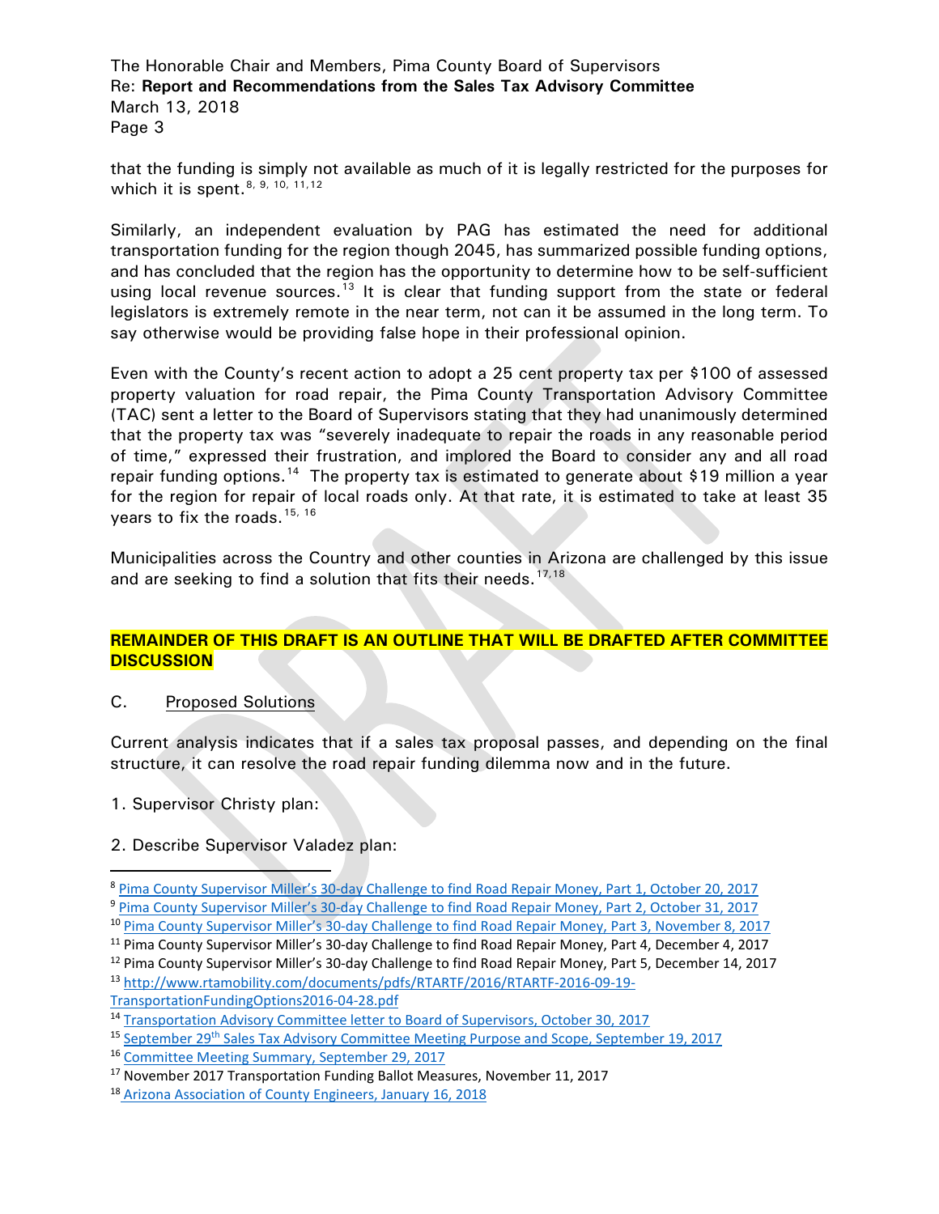that the funding is simply not available as much of it is legally restricted for the purposes for which it is spent.[8, 9, 10, 11,12]

Similarly, an independent evaluation by PAG has estimated the need for additional transportation funding for the region though 2045, has summarized possible funding options, and has concluded that the region has the opportunity to determine how to be self-sufficient using local revenue sources.[13] It is clear that funding support from the state or federal legislators is extremely remote in the near term, not can it be assumed in the long term. To say otherwise would be providing false hope in their professional opinion.

Even with the County's recent action to adopt a 25 cent property tax per $100 of assessed property valuation for road repair, the Pima County Transportation Advisory Committee (TAC) sent a letter to the Board of Supervisors stating that they had unanimously determined that the property tax was "severely inadequate to repair the roads in any reasonable period of time," expressed their frustration, and implored the Board to consider any and all road repair funding options.[14] The property tax is estimated to generate about $19 million a year for the region for repair of local roads only. At that rate, it is estimated to take at least 35 years to fix the roads.[15, 16]

Municipalities across the Country and other counties in Arizona are challenged by this issue and are seeking to find a solution that fits their needs.[17,18]

**REMAINDER OF THIS DRAFT IS AN OUTLINE THAT WILL BE DRAFTED AFTER COMMITTEE DISCUSSION**

C. Proposed Solutions

Current analysis indicates that if a sales tax proposal passes, and depending on the final structure, it can resolve the road repair funding dilemma now and in the future.

1. Supervisor Christy plan:

2. Describe Supervisor Valadez plan:

---

[8] Pima County Supervisor Miller's 30-day Challenge to find Road Repair Money, Part 1, October 20, 2017

[9] Pima County Supervisor Miller's 30-day Challenge to find Road Repair Money, Part 2, October 31, 2017

[10] Pima County Supervisor Miller's 30-day Challenge to find Road Repair Money, Part 3, November 8, 2017

[11] Pima County Supervisor Miller's 30-day Challenge to find Road Repair Money, Part 4, December 4, 2017

[12] Pima County Supervisor Miller's 30-day Challenge to find Road Repair Money, Part 5, December 14, 2017

[13] http://www.rtamobility.com/documents/pdfs/RTARTF/2016/RTARTF-2016-09-19-TransportationFundingOptions2016-04-28.pdf

[14] Transportation Advisory Committee letter to Board of Supervisors, October 30, 2017

[15] September 29th Sales Tax Advisory Committee Meeting Purpose and Scope, September 19, 2017

[16] Committee Meeting Summary, September 29, 2017

[17] November 2017 Transportation Funding Ballot Measures, November 11, 2017

[18] Arizona Association of County Engineers, January 16, 2018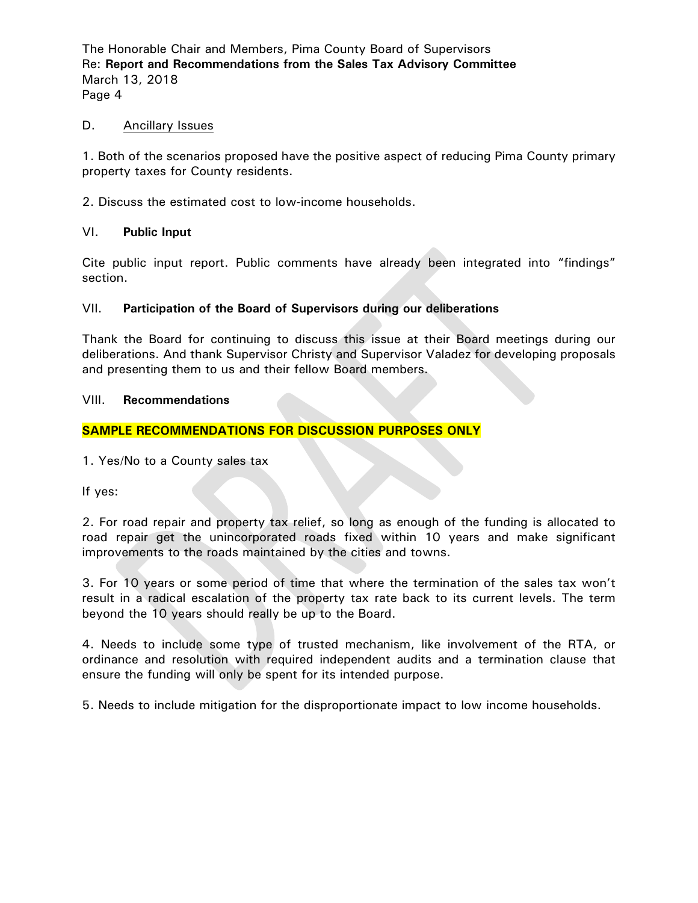D. Ancillary Issues

1. Both of the scenarios proposed have the positive aspect of reducing Pima County primary property taxes for County residents.

2. Discuss the estimated cost to low-income households.

## VI. Public Input

Cite public input report. Public comments have already been integrated into "findings" section.

## VII. Participation of the Board of Supervisors during our deliberations

Thank the Board for continuing to discuss this issue at their Board meetings during our deliberations. And thank Supervisor Christy and Supervisor Valadez for developing proposals and presenting them to us and their fellow Board members.

## VIII. Recommendations

**SAMPLE RECOMMENDATIONS FOR DISCUSSION PURPOSES ONLY**

1. Yes/No to a County sales tax

If yes:

2. For road repair and property tax relief, so long as enough of the funding is allocated to road repair get the unincorporated roads fixed within 10 years and make significant improvements to the roads maintained by the cities and towns.

3. For 10 years or some period of time that where the termination of the sales tax won't result in a radical escalation of the property tax rate back to its current levels. The term beyond the 10 years should really be up to the Board.

4. Needs to include some type of trusted mechanism, like involvement of the RTA, or ordinance and resolution with required independent audits and a termination clause that ensure the funding will only be spent for its intended purpose.

5. Needs to include mitigation for the disproportionate impact to low income households.